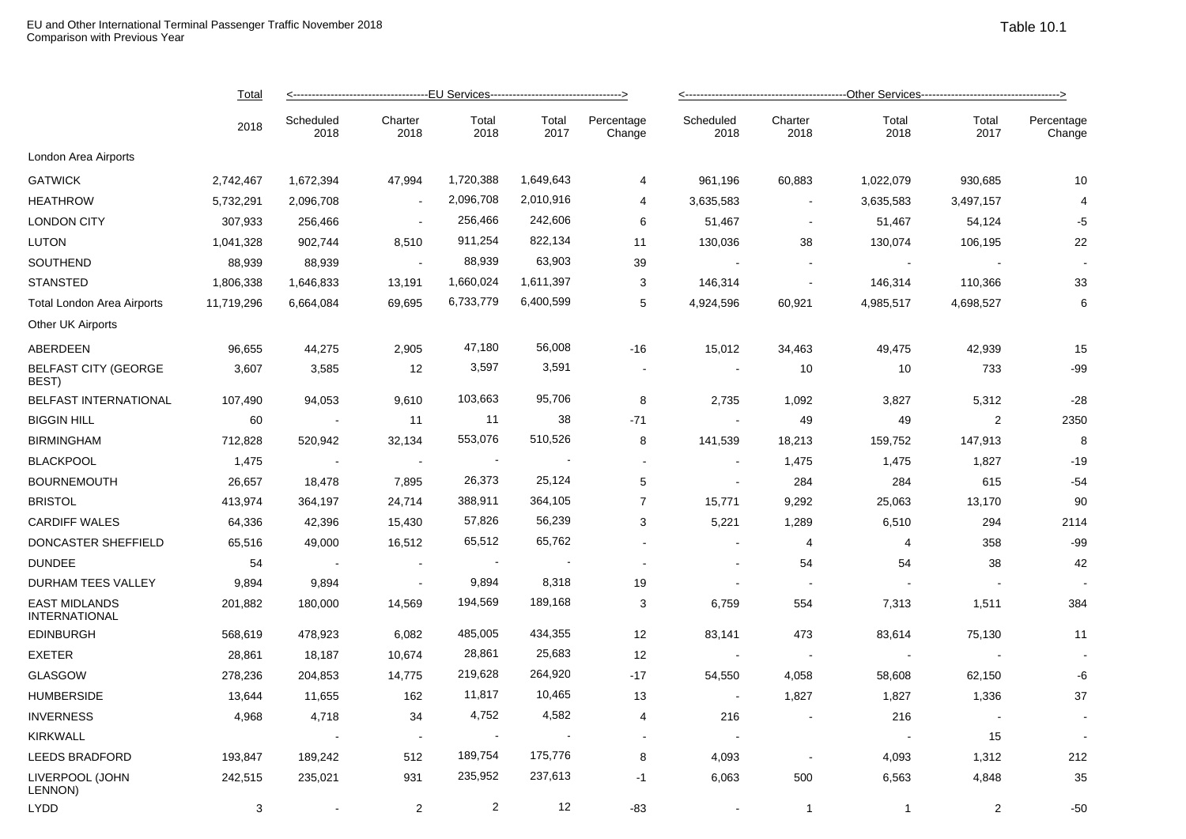EU and Other International Terminal Passenger Traffic November 2018
Comparison with Previous Year

Table 10.1

| | Total | <-----EU Services-----> | | | | | <-----Other Services-----> | | | | |
|---|---|---|---|---|---|---|---|---|---|---|---|
| | 2018 | Scheduled 2018 | Charter 2018 | Total 2018 | Total 2017 | Percentage Change | Scheduled 2018 | Charter 2018 | Total 2018 | Total 2017 | Percentage Change |
| London Area Airports | | | | | | | | | | | |
| GATWICK | 2,742,467 | 1,672,394 | 47,994 | 1,720,388 | 1,649,643 | 4 | 961,196 | 60,883 | 1,022,079 | 930,685 | 10 |
| HEATHROW | 5,732,291 | 2,096,708 | - | 2,096,708 | 2,010,916 | 4 | 3,635,583 | - | 3,635,583 | 3,497,157 | 4 |
| LONDON CITY | 307,933 | 256,466 | - | 256,466 | 242,606 | 6 | 51,467 | - | 51,467 | 54,124 | -5 |
| LUTON | 1,041,328 | 902,744 | 8,510 | 911,254 | 822,134 | 11 | 130,036 | 38 | 130,074 | 106,195 | 22 |
| SOUTHEND | 88,939 | 88,939 | - | 88,939 | 63,903 | 39 | - | - | - | - | - |
| STANSTED | 1,806,338 | 1,646,833 | 13,191 | 1,660,024 | 1,611,397 | 3 | 146,314 | - | 146,314 | 110,366 | 33 |
| Total London Area Airports | 11,719,296 | 6,664,084 | 69,695 | 6,733,779 | 6,400,599 | 5 | 4,924,596 | 60,921 | 4,985,517 | 4,698,527 | 6 |
| Other UK Airports | | | | | | | | | | | |
| ABERDEEN | 96,655 | 44,275 | 2,905 | 47,180 | 56,008 | -16 | 15,012 | 34,463 | 49,475 | 42,939 | 15 |
| BELFAST CITY (GEORGE BEST) | 3,607 | 3,585 | 12 | 3,597 | 3,591 | - | - | 10 | 10 | 733 | -99 |
| BELFAST INTERNATIONAL | 107,490 | 94,053 | 9,610 | 103,663 | 95,706 | 8 | 2,735 | 1,092 | 3,827 | 5,312 | -28 |
| BIGGIN HILL | 60 | - | 11 | 11 | 38 | -71 | - | 49 | 49 | 2 | 2350 |
| BIRMINGHAM | 712,828 | 520,942 | 32,134 | 553,076 | 510,526 | 8 | 141,539 | 18,213 | 159,752 | 147,913 | 8 |
| BLACKPOOL | 1,475 | - | - | - | - | - | - | 1,475 | 1,475 | 1,827 | -19 |
| BOURNEMOUTH | 26,657 | 18,478 | 7,895 | 26,373 | 25,124 | 5 | - | 284 | 284 | 615 | -54 |
| BRISTOL | 413,974 | 364,197 | 24,714 | 388,911 | 364,105 | 7 | 15,771 | 9,292 | 25,063 | 13,170 | 90 |
| CARDIFF WALES | 64,336 | 42,396 | 15,430 | 57,826 | 56,239 | 3 | 5,221 | 1,289 | 6,510 | 294 | 2114 |
| DONCASTER SHEFFIELD | 65,516 | 49,000 | 16,512 | 65,512 | 65,762 | - | - | 4 | 4 | 358 | -99 |
| DUNDEE | 54 | - | - | - | - | - | - | 54 | 54 | 38 | 42 |
| DURHAM TEES VALLEY | 9,894 | 9,894 | - | 9,894 | 8,318 | 19 | - | - | - | - | - |
| EAST MIDLANDS INTERNATIONAL | 201,882 | 180,000 | 14,569 | 194,569 | 189,168 | 3 | 6,759 | 554 | 7,313 | 1,511 | 384 |
| EDINBURGH | 568,619 | 478,923 | 6,082 | 485,005 | 434,355 | 12 | 83,141 | 473 | 83,614 | 75,130 | 11 |
| EXETER | 28,861 | 18,187 | 10,674 | 28,861 | 25,683 | 12 | - | - | - | - | - |
| GLASGOW | 278,236 | 204,853 | 14,775 | 219,628 | 264,920 | -17 | 54,550 | 4,058 | 58,608 | 62,150 | -6 |
| HUMBERSIDE | 13,644 | 11,655 | 162 | 11,817 | 10,465 | 13 | - | 1,827 | 1,827 | 1,336 | 37 |
| INVERNESS | 4,968 | 4,718 | 34 | 4,752 | 4,582 | 4 | 216 | - | 216 | - | - |
| KIRKWALL | | - | - | - | - | - | - | | - | 15 | - |
| LEEDS BRADFORD | 193,847 | 189,242 | 512 | 189,754 | 175,776 | 8 | 4,093 | - | 4,093 | 1,312 | 212 |
| LIVERPOOL (JOHN LENNON) | 242,515 | 235,021 | 931 | 235,952 | 237,613 | -1 | 6,063 | 500 | 6,563 | 4,848 | 35 |
| LYDD | 3 | - | 2 | 2 | 12 | -83 | - | 1 | 1 | 2 | -50 |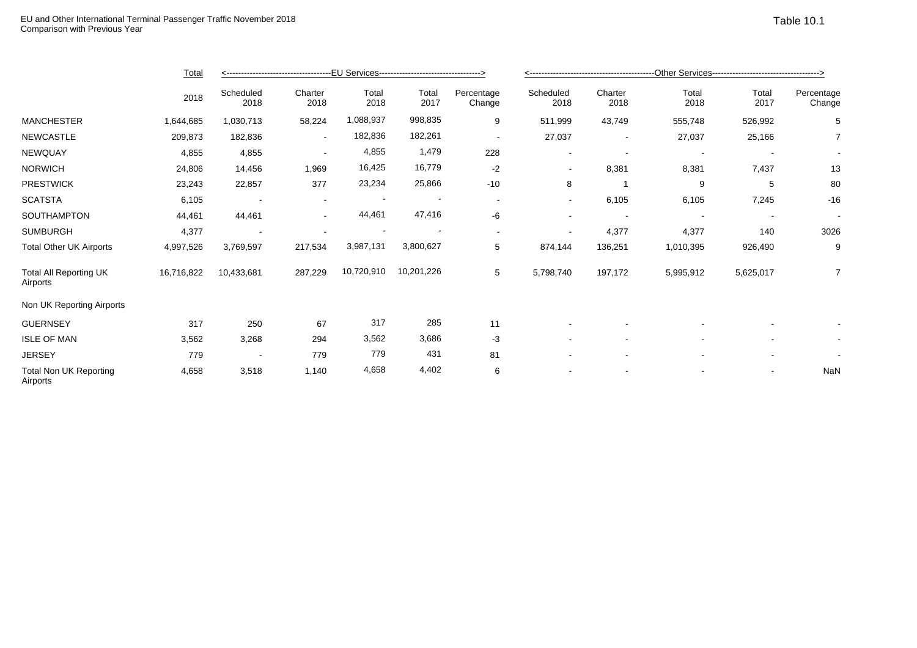EU and Other International Terminal Passenger Traffic November 2018
Comparison with Previous Year

Table 10.1

| | Total | EU Services | | | | | Other Services | | | | |
|---|---|---|---|---|---|---|---|---|---|---|---|
| | 2018 | Scheduled 2018 | Charter 2018 | Total 2018 | Total 2017 | Percentage Change | Scheduled 2018 | Charter 2018 | Total 2018 | Total 2017 | Percentage Change |
| MANCHESTER | 1,644,685 | 1,030,713 | 58,224 | 1,088,937 | 998,835 | 9 | 511,999 | 43,749 | 555,748 | 526,992 | 5 |
| NEWCASTLE | 209,873 | 182,836 | - | 182,836 | 182,261 | - | 27,037 | - | 27,037 | 25,166 | 7 |
| NEWQUAY | 4,855 | 4,855 | - | 4,855 | 1,479 | 228 | - | - | - | - | - |
| NORWICH | 24,806 | 14,456 | 1,969 | 16,425 | 16,779 | -2 | - | 8,381 | 8,381 | 7,437 | 13 |
| PRESTWICK | 23,243 | 22,857 | 377 | 23,234 | 25,866 | -10 | 8 | 1 | 9 | 5 | 80 |
| SCATSTA | 6,105 | - | - | - | - | - | - | 6,105 | 6,105 | 7,245 | -16 |
| SOUTHAMPTON | 44,461 | 44,461 | - | 44,461 | 47,416 | -6 | - | - | - | - | - |
| SUMBURGH | 4,377 | - | - | - | - | - | - | 4,377 | 4,377 | 140 | 3026 |
| Total Other UK Airports | 4,997,526 | 3,769,597 | 217,534 | 3,987,131 | 3,800,627 | 5 | 874,144 | 136,251 | 1,010,395 | 926,490 | 9 |
| Total All Reporting UK Airports | 16,716,822 | 10,433,681 | 287,229 | 10,720,910 | 10,201,226 | 5 | 5,798,740 | 197,172 | 5,995,912 | 5,625,017 | 7 |
| Non UK Reporting Airports | | | | | | | | | | | |
| GUERNSEY | 317 | 250 | 67 | 317 | 285 | 11 | - | - | - | - | - |
| ISLE OF MAN | 3,562 | 3,268 | 294 | 3,562 | 3,686 | -3 | - | - | - | - | - |
| JERSEY | 779 | - | 779 | 779 | 431 | 81 | - | - | - | - | - |
| Total Non UK Reporting Airports | 4,658 | 3,518 | 1,140 | 4,658 | 4,402 | 6 | - | - | - | - | NaN |